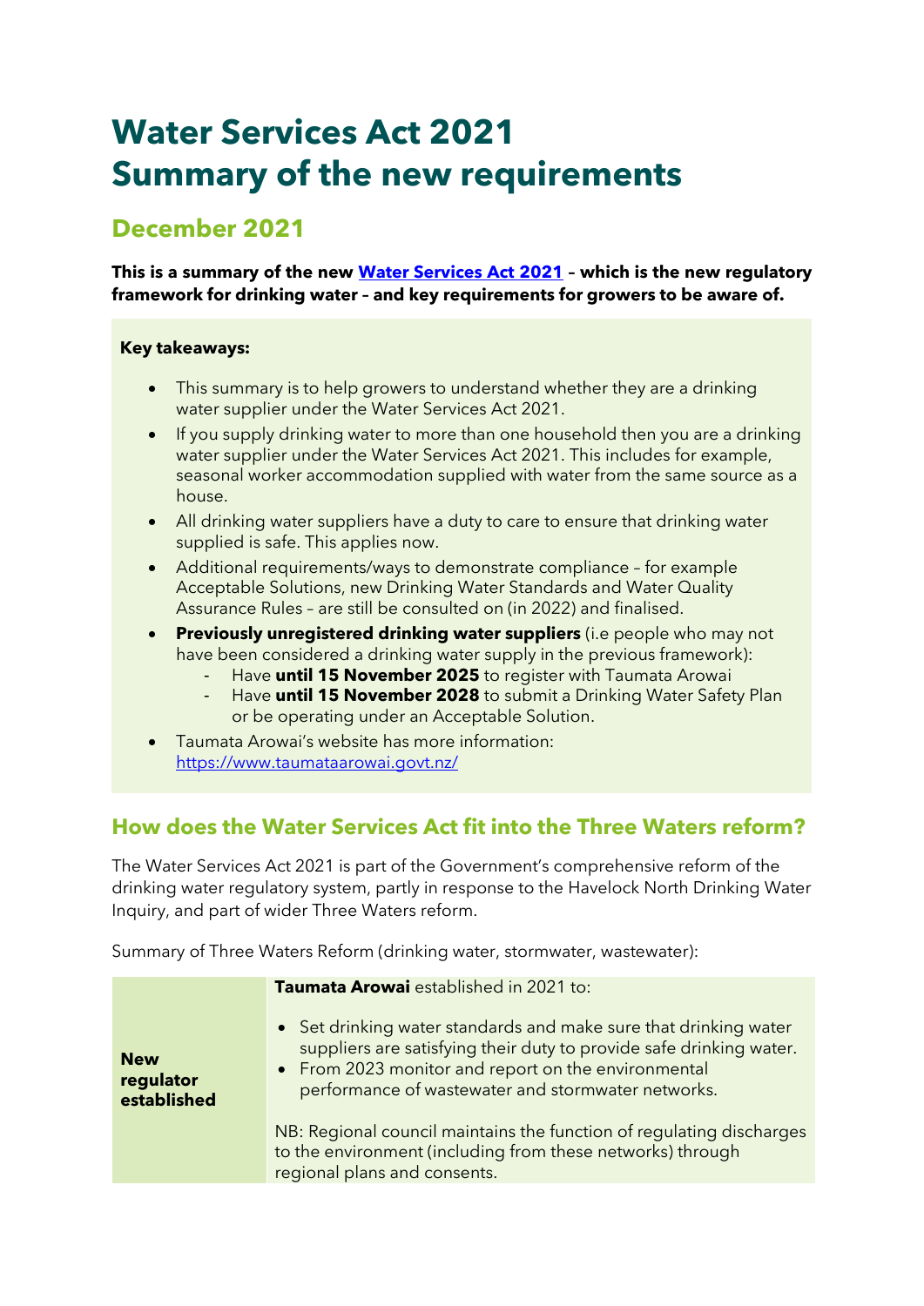# Water Services Act 2021
# Summary of the new requirements

## December 2021

**This is a summary of the new [Water Services Act 2021](#) – which is the new regulatory framework for drinking water – and key requirements for growers to be aware of.**

> **Key takeaways:**
>
> - This summary is to help growers to understand whether they are a drinking water supplier under the Water Services Act 2021.
> - If you supply drinking water to more than one household then you are a drinking water supplier under the Water Services Act 2021. This includes for example, seasonal worker accommodation supplied with water from the same source as a house.
> - All drinking water suppliers have a duty to care to ensure that drinking water supplied is safe. This applies now.
> - Additional requirements/ways to demonstrate compliance – for example Acceptable Solutions, new Drinking Water Standards and Water Quality Assurance Rules – are still be consulted on (in 2022) and finalised.
> - **Previously unregistered drinking water suppliers** (i.e people who may not have been considered a drinking water supply in the previous framework):
>   - Have **until 15 November 2025** to register with Taumata Arowai
>   - Have **until 15 November 2028** to submit a Drinking Water Safety Plan or be operating under an Acceptable Solution.
> - Taumata Arowai's website has more information: https://www.taumataarowai.govt.nz/

## How does the Water Services Act fit into the Three Waters reform?

The Water Services Act 2021 is part of the Government's comprehensive reform of the drinking water regulatory system, partly in response to the Havelock North Drinking Water Inquiry, and part of wider Three Waters reform.

Summary of Three Waters Reform (drinking water, stormwater, wastewater):

| | |
|---|---|
| **New regulator established** | **Taumata Arowai** established in 2021 to:<br>• Set drinking water standards and make sure that drinking water suppliers are satisfying their duty to provide safe drinking water.<br>• From 2023 monitor and report on the environmental performance of wastewater and stormwater networks.<br><br>NB: Regional council maintains the function of regulating discharges to the environment (including from these networks) through regional plans and consents. |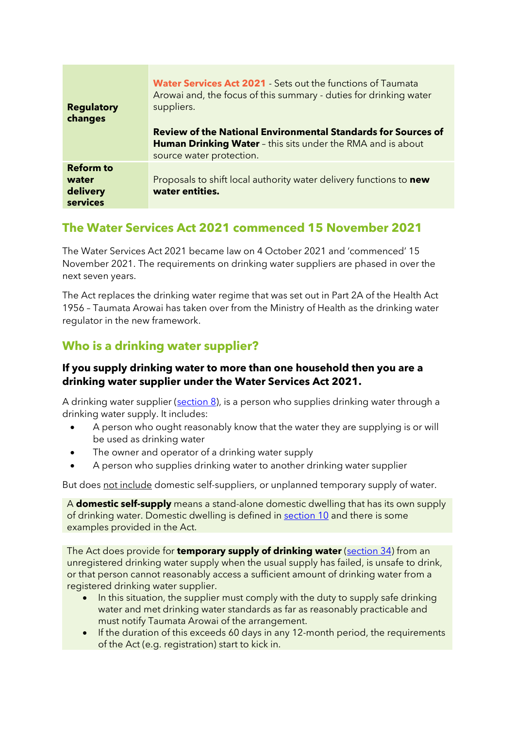| | |
|---|---|
| **Regulatory changes** | **Water Services Act 2021** - Sets out the functions of Taumata Arowai and, the focus of this summary - duties for drinking water suppliers.<br><br>**Review of the National Environmental Standards for Sources of Human Drinking Water** – this sits under the RMA and is about source water protection. |
| **Reform to water delivery services** | Proposals to shift local authority water delivery functions to **new water entities.** |

## The Water Services Act 2021 commenced 15 November 2021

The Water Services Act 2021 became law on 4 October 2021 and 'commenced' 15 November 2021. The requirements on drinking water suppliers are phased in over the next seven years.

The Act replaces the drinking water regime that was set out in Part 2A of the Health Act 1956 – Taumata Arowai has taken over from the Ministry of Health as the drinking water regulator in the new framework.

## Who is a drinking water supplier?

### If you supply drinking water to more than one household then you are a drinking water supplier under the Water Services Act 2021.

A drinking water supplier (section 8), is a person who supplies drinking water through a drinking water supply. It includes:

- A person who ought reasonably know that the water they are supplying is or will be used as drinking water
- The owner and operator of a drinking water supply
- A person who supplies drinking water to another drinking water supplier

But does not include domestic self-suppliers, or unplanned temporary supply of water.

A **domestic self-supply** means a stand-alone domestic dwelling that has its own supply of drinking water. Domestic dwelling is defined in section 10 and there is some examples provided in the Act.

The Act does provide for **temporary supply of drinking water** (section 34) from an unregistered drinking water supply when the usual supply has failed, is unsafe to drink, or that person cannot reasonably access a sufficient amount of drinking water from a registered drinking water supplier.

- In this situation, the supplier must comply with the duty to supply safe drinking water and met drinking water standards as far as reasonably practicable and must notify Taumata Arowai of the arrangement.
- If the duration of this exceeds 60 days in any 12-month period, the requirements of the Act (e.g. registration) start to kick in.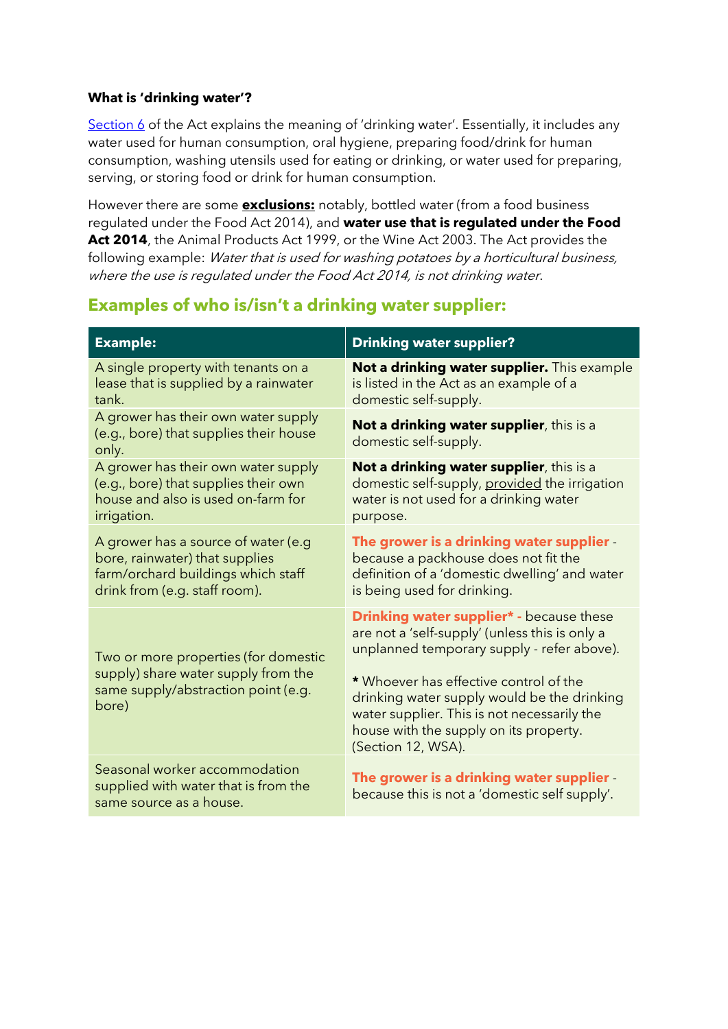**What is 'drinking water'?**

Section 6 of the Act explains the meaning of 'drinking water'. Essentially, it includes any water used for human consumption, oral hygiene, preparing food/drink for human consumption, washing utensils used for eating or drinking, or water used for preparing, serving, or storing food or drink for human consumption.

However there are some **exclusions:** notably, bottled water (from a food business regulated under the Food Act 2014), and **water use that is regulated under the Food Act 2014**, the Animal Products Act 1999, or the Wine Act 2003. The Act provides the following example: *Water that is used for washing potatoes by a horticultural business, where the use is regulated under the Food Act 2014, is not drinking water.*

## Examples of who is/isn't a drinking water supplier:

| Example: | Drinking water supplier? |
|---|---|
| A single property with tenants on a lease that is supplied by a rainwater tank. | **Not a drinking water supplier.** This example is listed in the Act as an example of a domestic self-supply. |
| A grower has their own water supply (e.g., bore) that supplies their house only. | **Not a drinking water supplier**, this is a domestic self-supply. |
| A grower has their own water supply (e.g., bore) that supplies their own house and also is used on-farm for irrigation. | **Not a drinking water supplier**, this is a domestic self-supply, provided the irrigation water is not used for a drinking water purpose. |
| A grower has a source of water (e.g bore, rainwater) that supplies farm/orchard buildings which staff drink from (e.g. staff room). | **The grower is a drinking water supplier** - because a packhouse does not fit the definition of a 'domestic dwelling' and water is being used for drinking. |
| Two or more properties (for domestic supply) share water supply from the same supply/abstraction point (e.g. bore) | **Drinking water supplier\* -** because these are not a 'self-supply' (unless this is only a unplanned temporary supply - refer above).<br><br>**\*** Whoever has effective control of the drinking water supply would be the drinking water supplier. This is not necessarily the house with the supply on its property. (Section 12, WSA). |
| Seasonal worker accommodation supplied with water that is from the same source as a house. | **The grower is a drinking water supplier** - because this is not a 'domestic self supply'. |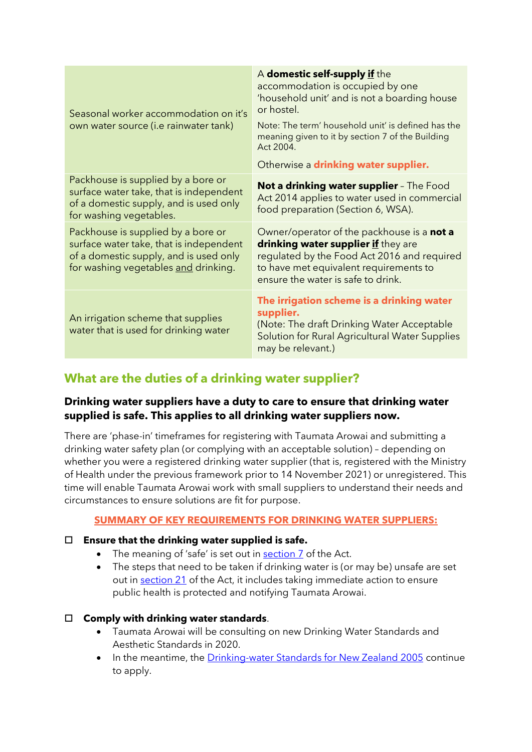| | |
|---|---|
| Seasonal worker accommodation on it's own water source (i.e rainwater tank) | A **domestic self-supply <u>if</u>** the accommodation is occupied by one 'household unit' and is not a boarding house or hostel.<br><br>Note: The term' household unit' is defined has the meaning given to it by section 7 of the Building Act 2004.<br><br>Otherwise a **drinking water supplier.** |
| Packhouse is supplied by a bore or surface water take, that is independent of a domestic supply, and is used only for washing vegetables. | **Not a drinking water supplier** – The Food Act 2014 applies to water used in commercial food preparation (Section 6, WSA). |
| Packhouse is supplied by a bore or surface water take, that is independent of a domestic supply, and is used only for washing vegetables <u>and</u> drinking. | Owner/operator of the packhouse is a **not a drinking water supplier <u>if</u>** they are regulated by the Food Act 2016 and required to have met equivalent requirements to ensure the water is safe to drink. |
| An irrigation scheme that supplies water that is used for drinking water | **The irrigation scheme is a drinking water supplier.**<br>(Note: The draft Drinking Water Acceptable Solution for Rural Agricultural Water Supplies may be relevant.) |

## What are the duties of a drinking water supplier?

**Drinking water suppliers have a duty to care to ensure that drinking water supplied is safe. This applies to all drinking water suppliers now.**

There are 'phase-in' timeframes for registering with Taumata Arowai and submitting a drinking water safety plan (or complying with an acceptable solution) – depending on whether you were a registered drinking water supplier (that is, registered with the Ministry of Health under the previous framework prior to 14 November 2021) or unregistered. This time will enable Taumata Arowai work with small suppliers to understand their needs and circumstances to ensure solutions are fit for purpose.

<u>**SUMMARY OF KEY REQUIREMENTS FOR DRINKING WATER SUPPLIERS:**</u>

- [ ] **Ensure that the drinking water supplied is safe.**
  - The meaning of 'safe' is set out in section 7 of the Act.
  - The steps that need to be taken if drinking water is (or may be) unsafe are set out in section 21 of the Act, it includes taking immediate action to ensure public health is protected and notifying Taumata Arowai.

- [ ] **Comply with drinking water standards**.
  - Taumata Arowai will be consulting on new Drinking Water Standards and Aesthetic Standards in 2020.
  - In the meantime, the Drinking-water Standards for New Zealand 2005 continue to apply.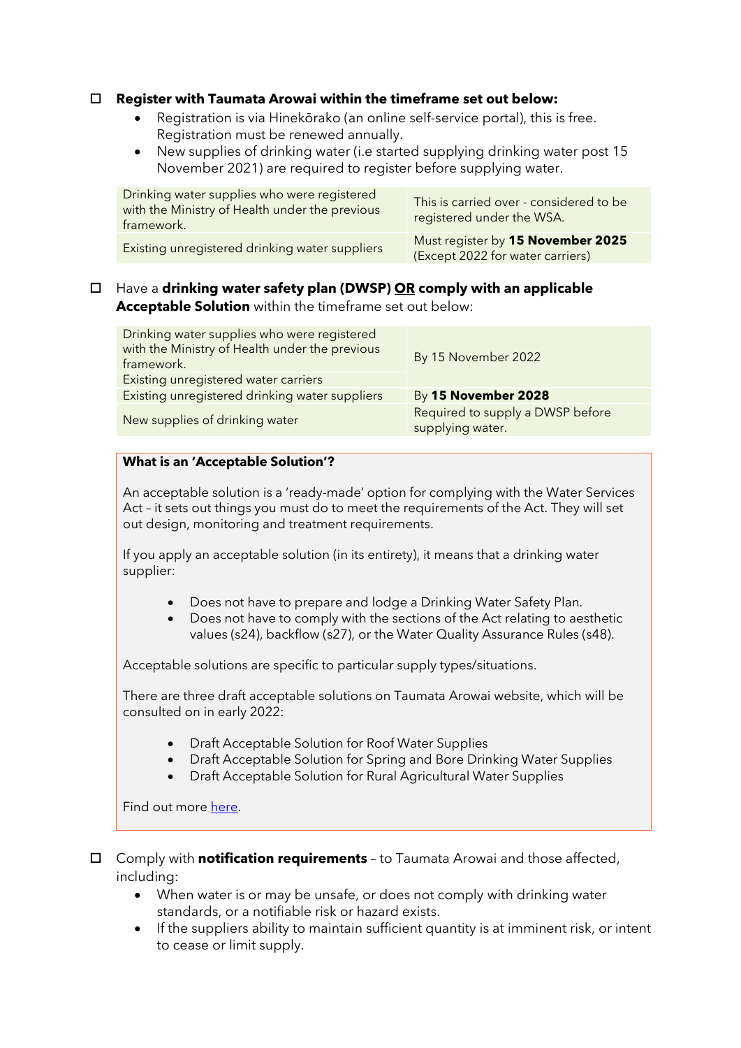- [ ] **Register with Taumata Arowai within the timeframe set out below:**
  - Registration is via Hinekōrako (an online self-service portal), this is free. Registration must be renewed annually.
  - New supplies of drinking water (i.e started supplying drinking water post 15 November 2021) are required to register before supplying water.

| | |
|---|---|
| Drinking water supplies who were registered with the Ministry of Health under the previous framework. | This is carried over - considered to be registered under the WSA. |
| Existing unregistered drinking water suppliers | Must register by **15 November 2025** (Except 2022 for water carriers) |

- [ ] Have a **drinking water safety plan (DWSP) OR comply with an applicable Acceptable Solution** within the timeframe set out below:

| | |
|---|---|
| Drinking water supplies who were registered with the Ministry of Health under the previous framework. Existing unregistered water carriers | By 15 November 2022 |
| Existing unregistered drinking water suppliers | By **15 November 2028** |
| New supplies of drinking water | Required to supply a DWSP before supplying water. |

**What is an 'Acceptable Solution'?**

An acceptable solution is a 'ready-made' option for complying with the Water Services Act – it sets out things you must do to meet the requirements of the Act. They will set out design, monitoring and treatment requirements.

If you apply an acceptable solution (in its entirety), it means that a drinking water supplier:

- Does not have to prepare and lodge a Drinking Water Safety Plan.
- Does not have to comply with the sections of the Act relating to aesthetic values (s24), backflow (s27), or the Water Quality Assurance Rules (s48).

Acceptable solutions are specific to particular supply types/situations.

There are three draft acceptable solutions on Taumata Arowai website, which will be consulted on in early 2022:

- Draft Acceptable Solution for Roof Water Supplies
- Draft Acceptable Solution for Spring and Bore Drinking Water Supplies
- Draft Acceptable Solution for Rural Agricultural Water Supplies

Find out more here.

- [ ] Comply with **notification requirements** – to Taumata Arowai and those affected, including:
  - When water is or may be unsafe, or does not comply with drinking water standards, or a notifiable risk or hazard exists.
  - If the suppliers ability to maintain sufficient quantity is at imminent risk, or intent to cease or limit supply.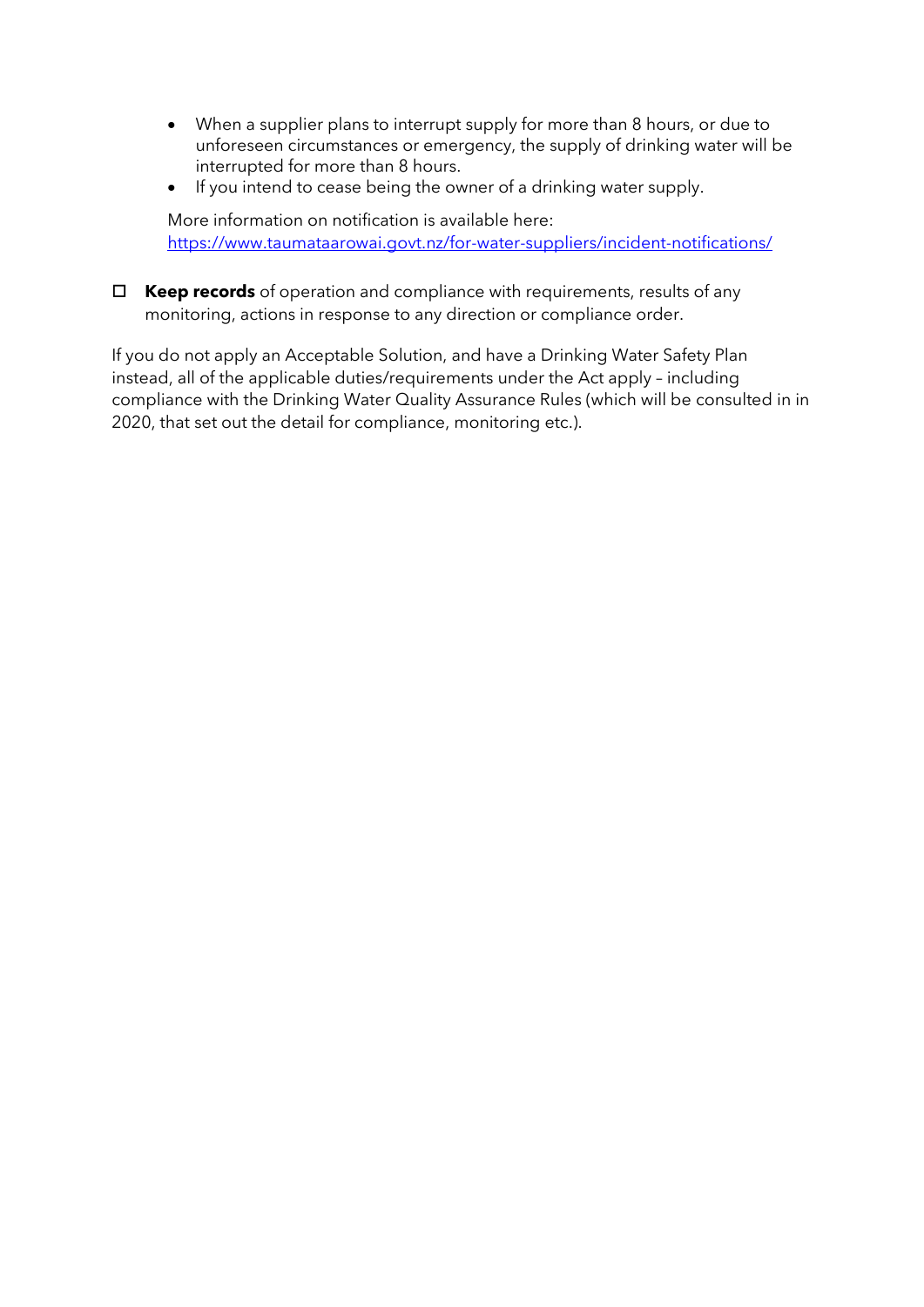- When a supplier plans to interrupt supply for more than 8 hours, or due to unforeseen circumstances or emergency, the supply of drinking water will be interrupted for more than 8 hours.
- If you intend to cease being the owner of a drinking water supply.

  More information on notification is available here: https://www.taumataarowai.govt.nz/for-water-suppliers/incident-notifications/

- [ ] **Keep records** of operation and compliance with requirements, results of any monitoring, actions in response to any direction or compliance order.

If you do not apply an Acceptable Solution, and have a Drinking Water Safety Plan instead, all of the applicable duties/requirements under the Act apply – including compliance with the Drinking Water Quality Assurance Rules (which will be consulted in in 2020, that set out the detail for compliance, monitoring etc.).